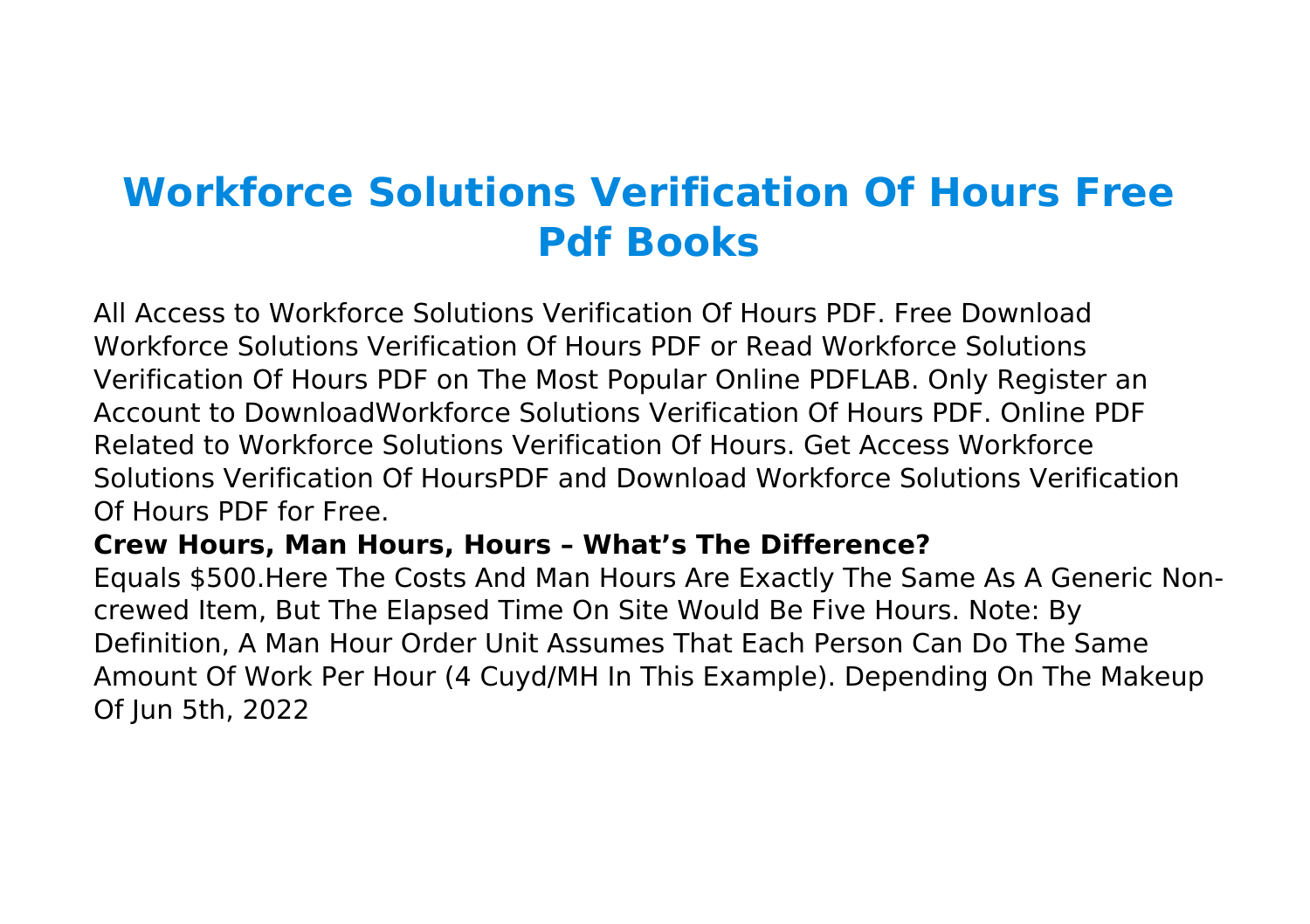# Workforce Solutions Verification Of Hours Free Pdf Books

All Access to Workforce Solutions Verification Of Hours PDF. Free Download Workforce Solutions Verification Of Hours PDF or Read Workforce Solutions Verification Of Hours PDF on The Most Popular Online PDFLAB. Only Register an Account to DownloadWorkforce Solutions Verification Of Hours PDF. Online PDF Related to Workforce Solutions Verification Of Hours. Get Access Workforce Solutions Verification Of HoursPDF and Download Workforce Solutions Verification Of Hours PDF for Free.

**Crew Hours, Man Hours, Hours – What's The Difference?**

Equals $500.Here The Costs And Man Hours Are Exactly The Same As A Generic Non-crewed Item, But The Elapsed Time On Site Would Be Five Hours. Note: By Definition, A Man Hour Order Unit Assumes That Each Person Can Do The Same Amount Of Work Per Hour (4 Cuyd/MH In This Example). Depending On The Makeup Of Jun 5th, 2022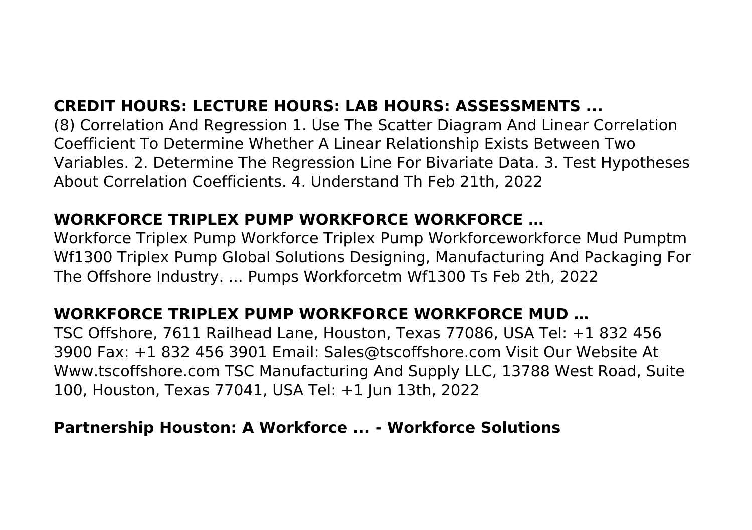**CREDIT HOURS: LECTURE HOURS: LAB HOURS: ASSESSMENTS ...**

(8) Correlation And Regression 1. Use The Scatter Diagram And Linear Correlation Coefficient To Determine Whether A Linear Relationship Exists Between Two Variables. 2. Determine The Regression Line For Bivariate Data. 3. Test Hypotheses About Correlation Coefficients. 4. Understand Th Feb 21th, 2022

**WORKFORCE TRIPLEX PUMP WORKFORCE WORKFORCE …**

Workforce Triplex Pump Workforce Triplex Pump Workforceworkforce Mud Pumptm Wf1300 Triplex Pump Global Solutions Designing, Manufacturing And Packaging For The Offshore Industry. ... Pumps Workforcetm Wf1300 Ts Feb 2th, 2022

**WORKFORCE TRIPLEX PUMP WORKFORCE WORKFORCE MUD …**

TSC Offshore, 7611 Railhead Lane, Houston, Texas 77086, USA Tel: +1 832 456 3900 Fax: +1 832 456 3901 Email: Sales@tscoffshore.com Visit Our Website At Www.tscoffshore.com TSC Manufacturing And Supply LLC, 13788 West Road, Suite 100, Houston, Texas 77041, USA Tel: +1 Jun 13th, 2022

**Partnership Houston: A Workforce ... - Workforce Solutions**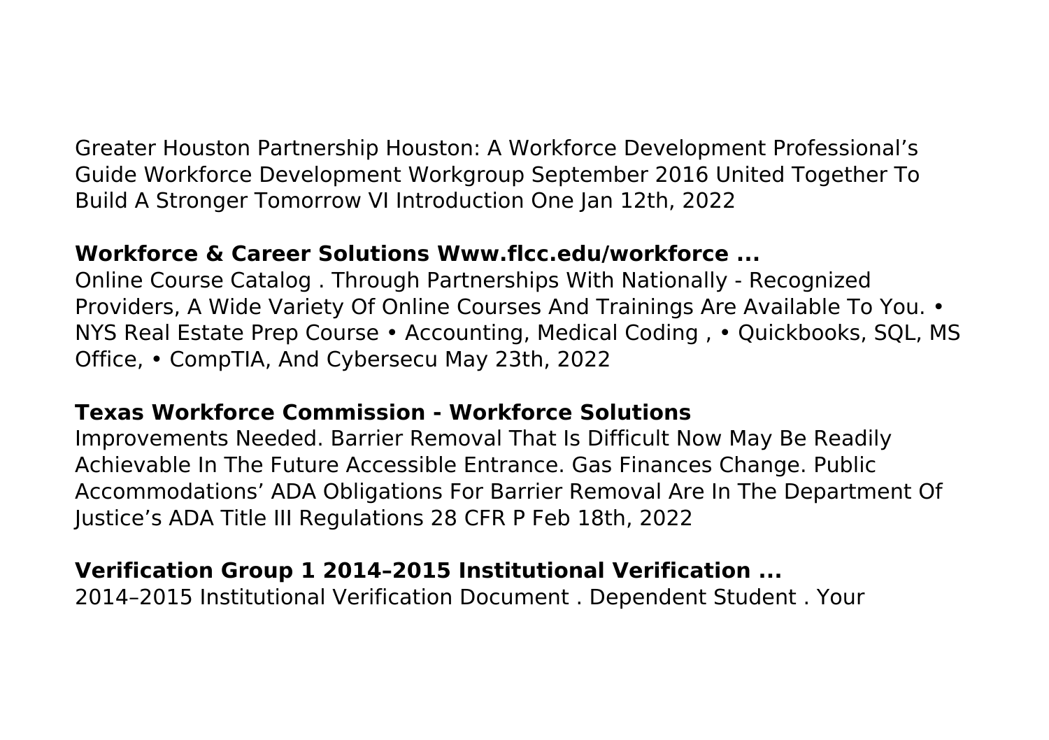Greater Houston Partnership Houston: A Workforce Development Professional's Guide Workforce Development Workgroup September 2016 United Together To Build A Stronger Tomorrow VI Introduction One Jan 12th, 2022

## **Workforce & Career Solutions Www.flcc.edu/workforce ...**

Online Course Catalog . Through Partnerships With Nationally - Recognized Providers, A Wide Variety Of Online Courses And Trainings Are Available To You. • NYS Real Estate Prep Course • Accounting, Medical Coding , • Quickbooks, SQL, MS Office, • CompTIA, And Cybersecu May 23th, 2022

## **Texas Workforce Commission - Workforce Solutions**

Improvements Needed. Barrier Removal That Is Difficult Now May Be Readily Achievable In The Future Accessible Entrance. Gas Finances Change. Public Accommodations' ADA Obligations For Barrier Removal Are In The Department Of Justice's ADA Title III Regulations 28 CFR P Feb 18th, 2022

## **Verification Group 1 2014–2015 Institutional Verification ...**

2014–2015 Institutional Verification Document . Dependent Student . Your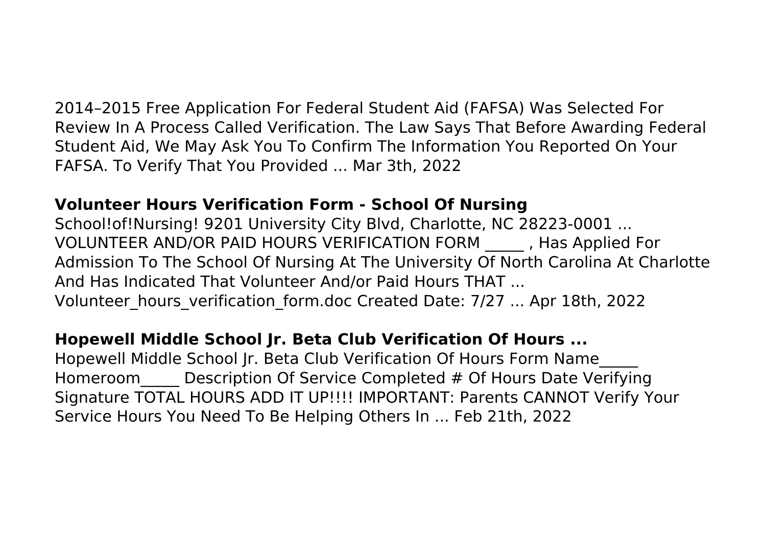2014–2015 Free Application For Federal Student Aid (FAFSA) Was Selected For Review In A Process Called Verification. The Law Says That Before Awarding Federal Student Aid, We May Ask You To Confirm The Information You Reported On Your FAFSA. To Verify That You Provided ... Mar 3th, 2022

**Volunteer Hours Verification Form - School Of Nursing**

School!of!Nursing! 9201 University City Blvd, Charlotte, NC 28223-0001 ... VOLUNTEER AND/OR PAID HOURS VERIFICATION FORM _____ , Has Applied For Admission To The School Of Nursing At The University Of North Carolina At Charlotte And Has Indicated That Volunteer And/or Paid Hours THAT ... Volunteer_hours_verification_form.doc Created Date: 7/27 ... Apr 18th, 2022

**Hopewell Middle School Jr. Beta Club Verification Of Hours ...**

Hopewell Middle School Jr. Beta Club Verification Of Hours Form Name_____ Homeroom_____ Description Of Service Completed # Of Hours Date Verifying Signature TOTAL HOURS ADD IT UP!!!! IMPORTANT: Parents CANNOT Verify Your Service Hours You Need To Be Helping Others In ... Feb 21th, 2022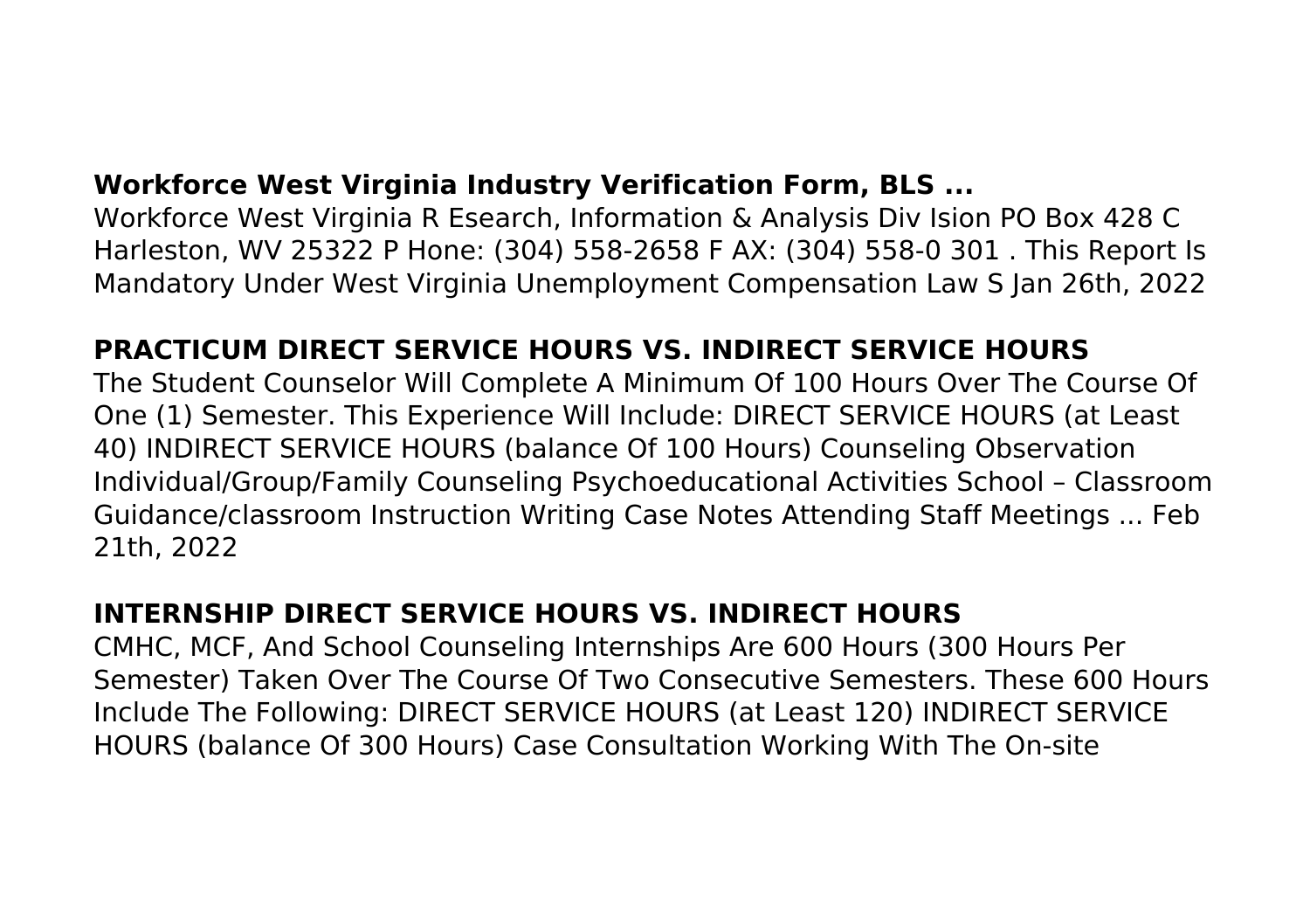**Workforce West Virginia Industry Verification Form, BLS ...**

Workforce West Virginia R Esearch, Information & Analysis Div Ision PO Box 428 C Harleston, WV 25322 P Hone: (304) 558-2658 F AX: (304) 558-0 301 . This Report Is Mandatory Under West Virginia Unemployment Compensation Law S Jan 26th, 2022

**PRACTICUM DIRECT SERVICE HOURS VS. INDIRECT SERVICE HOURS**

The Student Counselor Will Complete A Minimum Of 100 Hours Over The Course Of One (1) Semester. This Experience Will Include: DIRECT SERVICE HOURS (at Least 40) INDIRECT SERVICE HOURS (balance Of 100 Hours) Counseling Observation Individual/Group/Family Counseling Psychoeducational Activities School – Classroom Guidance/classroom Instruction Writing Case Notes Attending Staff Meetings ... Feb 21th, 2022

**INTERNSHIP DIRECT SERVICE HOURS VS. INDIRECT HOURS**

CMHC, MCF, And School Counseling Internships Are 600 Hours (300 Hours Per Semester) Taken Over The Course Of Two Consecutive Semesters. These 600 Hours Include The Following: DIRECT SERVICE HOURS (at Least 120) INDIRECT SERVICE HOURS (balance Of 300 Hours) Case Consultation Working With The On-site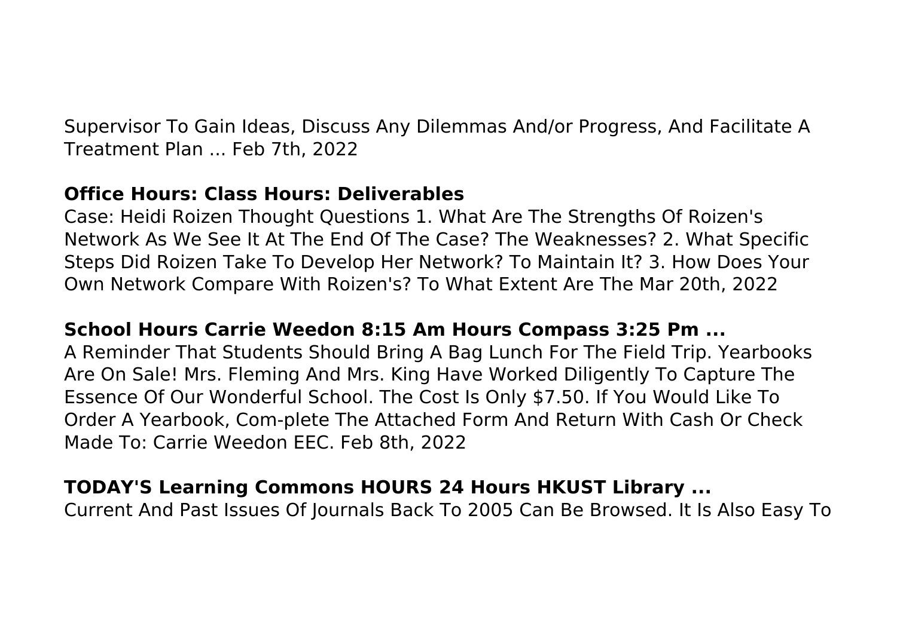Supervisor To Gain Ideas, Discuss Any Dilemmas And/or Progress, And Facilitate A Treatment Plan ... Feb 7th, 2022

**Office Hours: Class Hours: Deliverables**

Case: Heidi Roizen Thought Questions 1. What Are The Strengths Of Roizen's Network As We See It At The End Of The Case? The Weaknesses? 2. What Specific Steps Did Roizen Take To Develop Her Network? To Maintain It? 3. How Does Your Own Network Compare With Roizen's? To What Extent Are The Mar 20th, 2022

**School Hours Carrie Weedon 8:15 Am Hours Compass 3:25 Pm ...**

A Reminder That Students Should Bring A Bag Lunch For The Field Trip. Yearbooks Are On Sale! Mrs. Fleming And Mrs. King Have Worked Diligently To Capture The Essence Of Our Wonderful School. The Cost Is Only $7.50. If You Would Like To Order A Yearbook, Com-plete The Attached Form And Return With Cash Or Check Made To: Carrie Weedon EEC. Feb 8th, 2022

**TODAY'S Learning Commons HOURS 24 Hours HKUST Library ...**

Current And Past Issues Of Journals Back To 2005 Can Be Browsed. It Is Also Easy To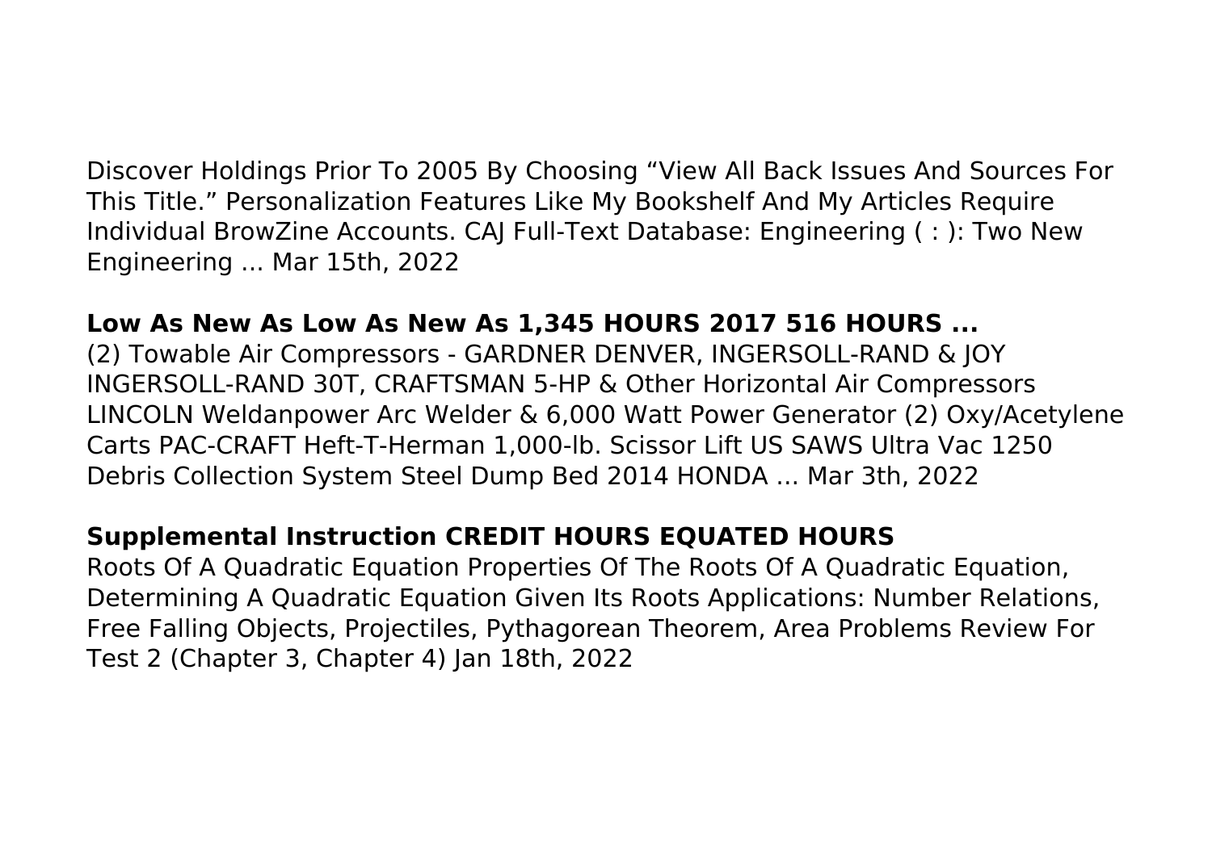Discover Holdings Prior To 2005 By Choosing “View All Back Issues And Sources For This Title.” Personalization Features Like My Bookshelf And My Articles Require Individual BrowZine Accounts. CAJ Full-Text Database: Engineering ( : ): Two New Engineering ... Mar 15th, 2022

**Low As New As Low As New As 1,345 HOURS 2017 516 HOURS ...**

(2) Towable Air Compressors - GARDNER DENVER, INGERSOLL-RAND & JOY INGERSOLL-RAND 30T, CRAFTSMAN 5-HP & Other Horizontal Air Compressors LINCOLN Weldanpower Arc Welder & 6,000 Watt Power Generator (2) Oxy/Acetylene Carts PAC-CRAFT Heft-T-Herman 1,000-lb. Scissor Lift US SAWS Ultra Vac 1250 Debris Collection System Steel Dump Bed 2014 HONDA ... Mar 3th, 2022

**Supplemental Instruction CREDIT HOURS EQUATED HOURS**

Roots Of A Quadratic Equation Properties Of The Roots Of A Quadratic Equation, Determining A Quadratic Equation Given Its Roots Applications: Number Relations, Free Falling Objects, Projectiles, Pythagorean Theorem, Area Problems Review For Test 2 (Chapter 3, Chapter 4) Jan 18th, 2022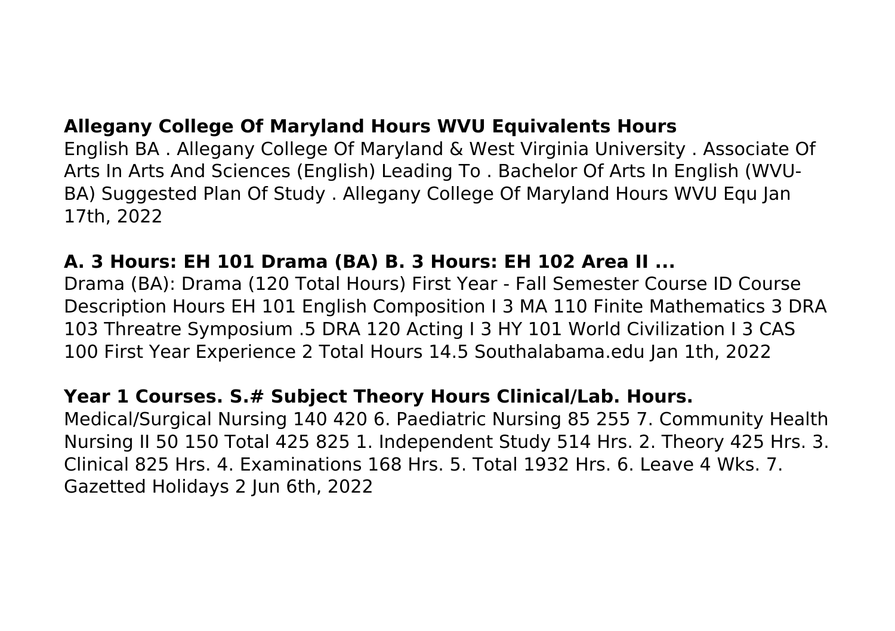**Allegany College Of Maryland Hours WVU Equivalents Hours**

English BA . Allegany College Of Maryland & West Virginia University . Associate Of Arts In Arts And Sciences (English) Leading To . Bachelor Of Arts In English (WVU-BA) Suggested Plan Of Study . Allegany College Of Maryland Hours WVU Equ Jan 17th, 2022

**A. 3 Hours: EH 101 Drama (BA) B. 3 Hours: EH 102 Area II ...**

Drama (BA): Drama (120 Total Hours) First Year - Fall Semester Course ID Course Description Hours EH 101 English Composition I 3 MA 110 Finite Mathematics 3 DRA 103 Threatre Symposium .5 DRA 120 Acting I 3 HY 101 World Civilization I 3 CAS 100 First Year Experience 2 Total Hours 14.5 Southalabama.edu Jan 1th, 2022

**Year 1 Courses. S.# Subject Theory Hours Clinical/Lab. Hours.**

Medical/Surgical Nursing 140 420 6. Paediatric Nursing 85 255 7. Community Health Nursing II 50 150 Total 425 825 1. Independent Study 514 Hrs. 2. Theory 425 Hrs. 3. Clinical 825 Hrs. 4. Examinations 168 Hrs. 5. Total 1932 Hrs. 6. Leave 4 Wks. 7. Gazetted Holidays 2 Jun 6th, 2022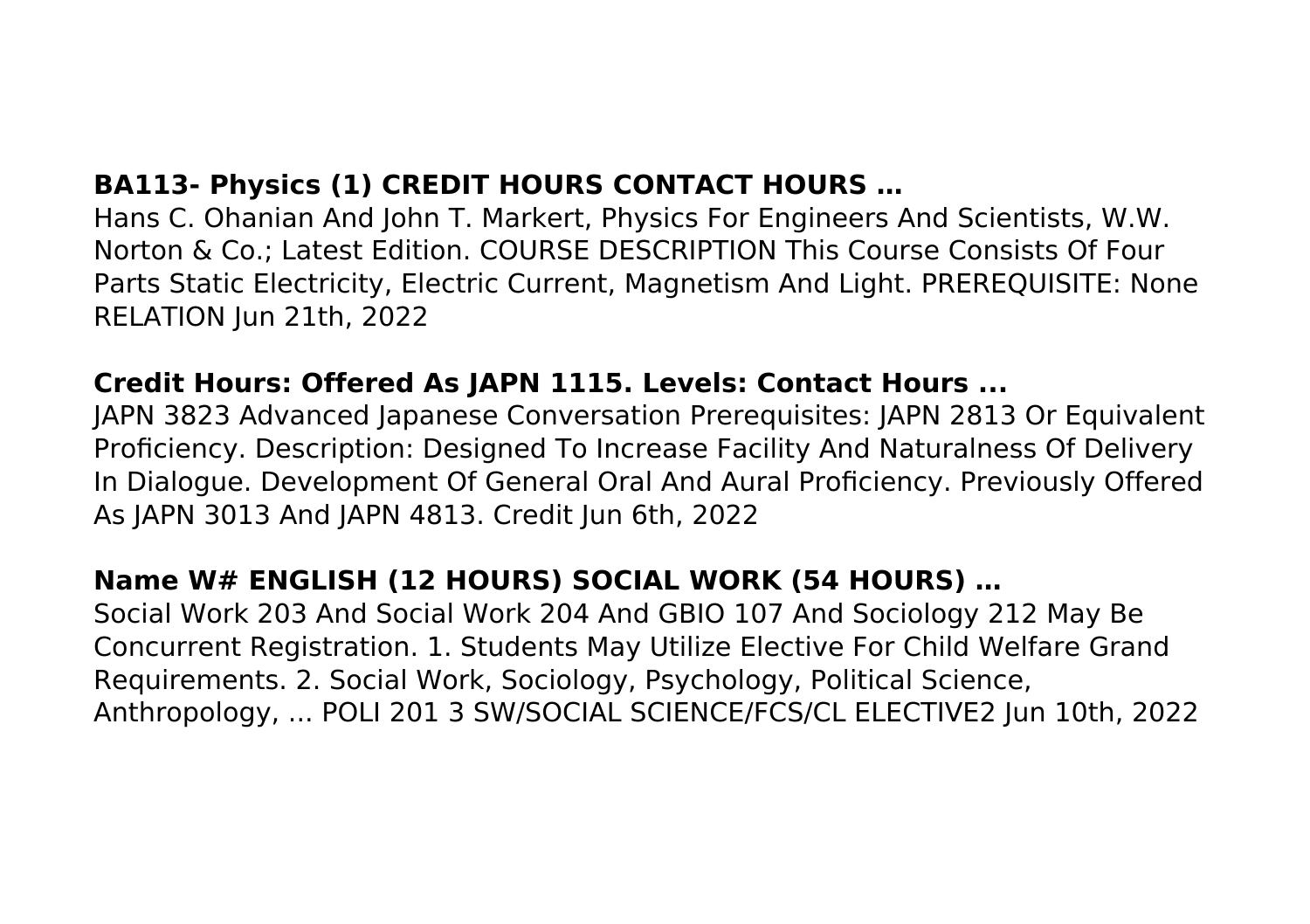**BA113- Physics (1) CREDIT HOURS CONTACT HOURS …**

Hans C. Ohanian And John T. Markert, Physics For Engineers And Scientists, W.W. Norton & Co.; Latest Edition. COURSE DESCRIPTION This Course Consists Of Four Parts Static Electricity, Electric Current, Magnetism And Light. PREREQUISITE: None RELATION Jun 21th, 2022

**Credit Hours: Offered As JAPN 1115. Levels: Contact Hours ...**

JAPN 3823 Advanced Japanese Conversation Prerequisites: JAPN 2813 Or Equivalent Proficiency. Description: Designed To Increase Facility And Naturalness Of Delivery In Dialogue. Development Of General Oral And Aural Proficiency. Previously Offered As JAPN 3013 And JAPN 4813. Credit Jun 6th, 2022

**Name W# ENGLISH (12 HOURS) SOCIAL WORK (54 HOURS) …**

Social Work 203 And Social Work 204 And GBIO 107 And Sociology 212 May Be Concurrent Registration. 1. Students May Utilize Elective For Child Welfare Grand Requirements. 2. Social Work, Sociology, Psychology, Political Science, Anthropology, ... POLI 201 3 SW/SOCIAL SCIENCE/FCS/CL ELECTIVE2 Jun 10th, 2022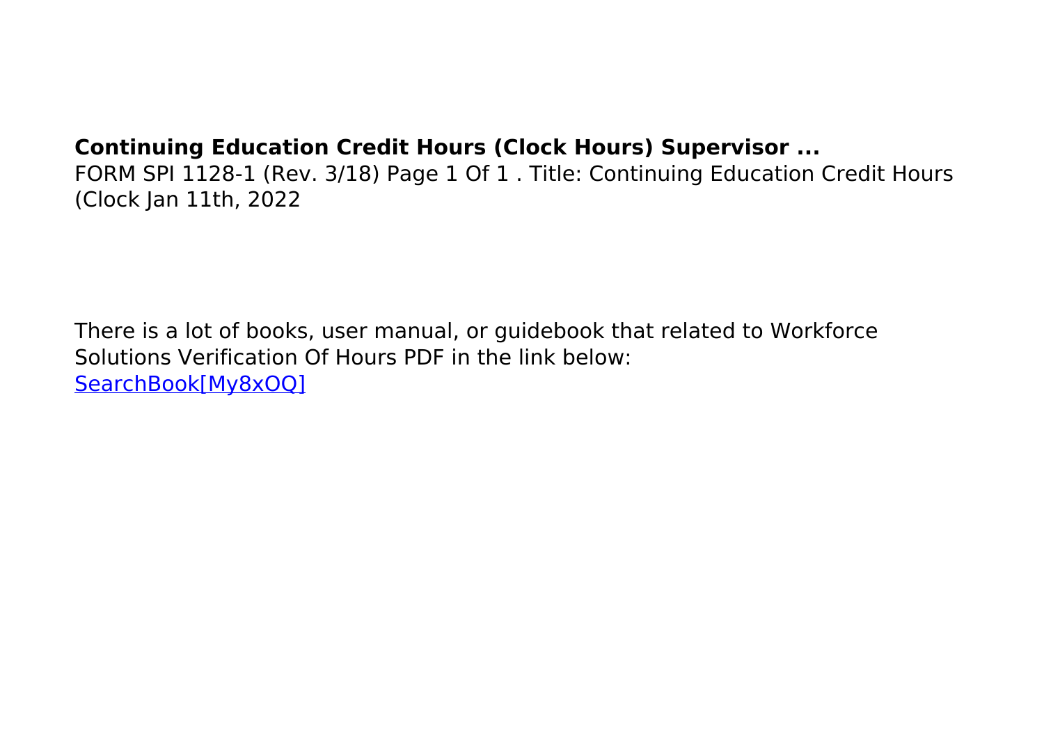**Continuing Education Credit Hours (Clock Hours) Supervisor ...**
FORM SPI 1128-1 (Rev. 3/18) Page 1 Of 1 . Title: Continuing Education Credit Hours (Clock Jan 11th, 2022

There is a lot of books, user manual, or guidebook that related to Workforce Solutions Verification Of Hours PDF in the link below:
SearchBook[My8xOQ]